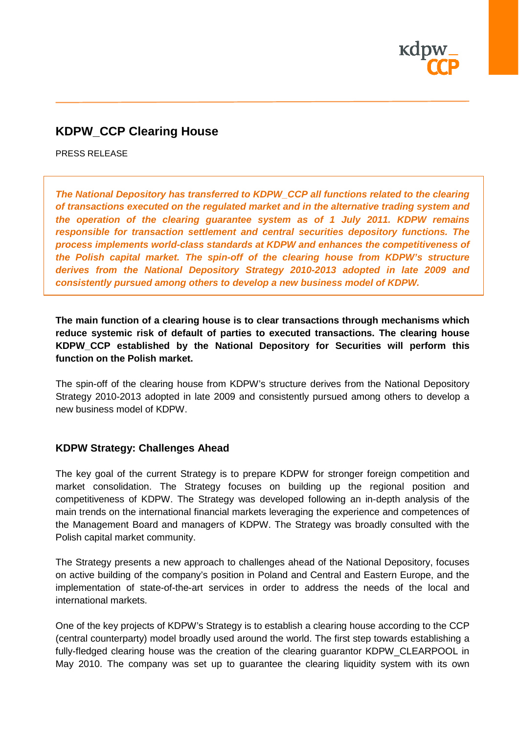## KDPW_CCP Clearing House

PRESS RELEASE

***The National Depository has transferred to KDPW_CCP all functions related to the clearing of transactions executed on the regulated market and in the alternative trading system and the operation of the clearing guarantee system as of 1 July 2011. KDPW remains responsible for transaction settlement and central securities depository functions. The process implements world-class standards at KDPW and enhances the competitiveness of the Polish capital market. The spin-off of the clearing house from KDPW's structure derives from the National Depository Strategy 2010-2013 adopted in late 2009 and consistently pursued among others to develop a new business model of KDPW.***

**The main function of a clearing house is to clear transactions through mechanisms which reduce systemic risk of default of parties to executed transactions. The clearing house KDPW_CCP established by the National Depository for Securities will perform this function on the Polish market.**

The spin-off of the clearing house from KDPW's structure derives from the National Depository Strategy 2010-2013 adopted in late 2009 and consistently pursued among others to develop a new business model of KDPW.

### KDPW Strategy: Challenges Ahead

The key goal of the current Strategy is to prepare KDPW for stronger foreign competition and market consolidation. The Strategy focuses on building up the regional position and competitiveness of KDPW. The Strategy was developed following an in-depth analysis of the main trends on the international financial markets leveraging the experience and competences of the Management Board and managers of KDPW. The Strategy was broadly consulted with the Polish capital market community.

The Strategy presents a new approach to challenges ahead of the National Depository, focuses on active building of the company's position in Poland and Central and Eastern Europe, and the implementation of state-of-the-art services in order to address the needs of the local and international markets.

One of the key projects of KDPW's Strategy is to establish a clearing house according to the CCP (central counterparty) model broadly used around the world. The first step towards establishing a fully-fledged clearing house was the creation of the clearing guarantor KDPW_CLEARPOOL in May 2010. The company was set up to guarantee the clearing liquidity system with its own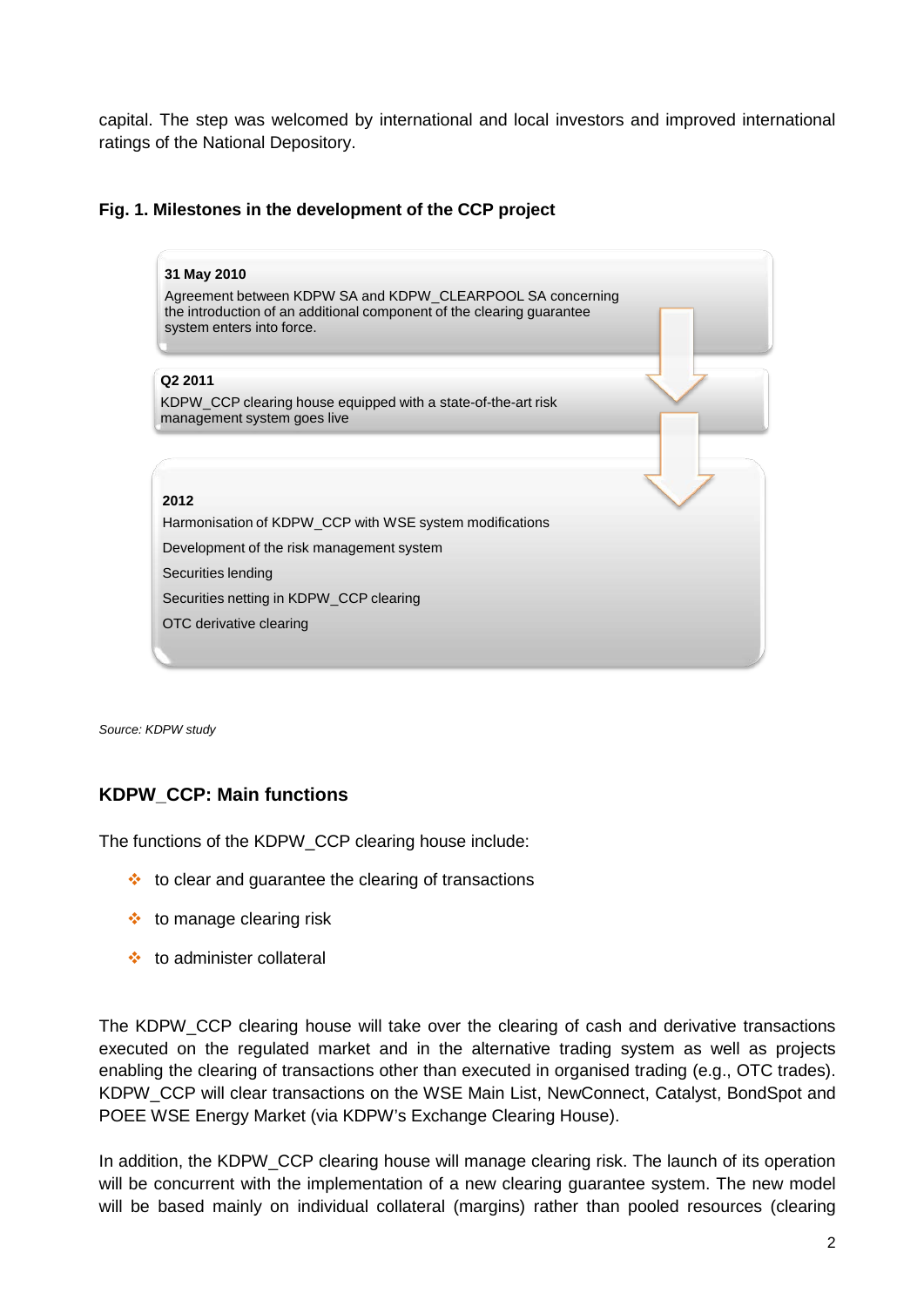capital. The step was welcomed by international and local investors and improved international ratings of the National Depository.

**Fig. 1. Milestones in the development of the CCP project**

**31 May 2010**

Agreement between KDPW SA and KDPW_CLEARPOOL SA concerning the introduction of an additional component of the clearing guarantee system enters into force.

**Q2 2011**

KDPW_CCP clearing house equipped with a state-of-the-art risk management system goes live

**2012**

Harmonisation of KDPW_CCP with WSE system modifications

Development of the risk management system

Securities lending

Securities netting in KDPW_CCP clearing

OTC derivative clearing

*Source: KDPW study*

### KDPW_CCP: Main functions

The functions of the KDPW_CCP clearing house include:

- to clear and guarantee the clearing of transactions
- to manage clearing risk
- to administer collateral

The KDPW_CCP clearing house will take over the clearing of cash and derivative transactions executed on the regulated market and in the alternative trading system as well as projects enabling the clearing of transactions other than executed in organised trading (e.g., OTC trades). KDPW_CCP will clear transactions on the WSE Main List, NewConnect, Catalyst, BondSpot and POEE WSE Energy Market (via KDPW's Exchange Clearing House).

In addition, the KDPW_CCP clearing house will manage clearing risk. The launch of its operation will be concurrent with the implementation of a new clearing guarantee system. The new model will be based mainly on individual collateral (margins) rather than pooled resources (clearing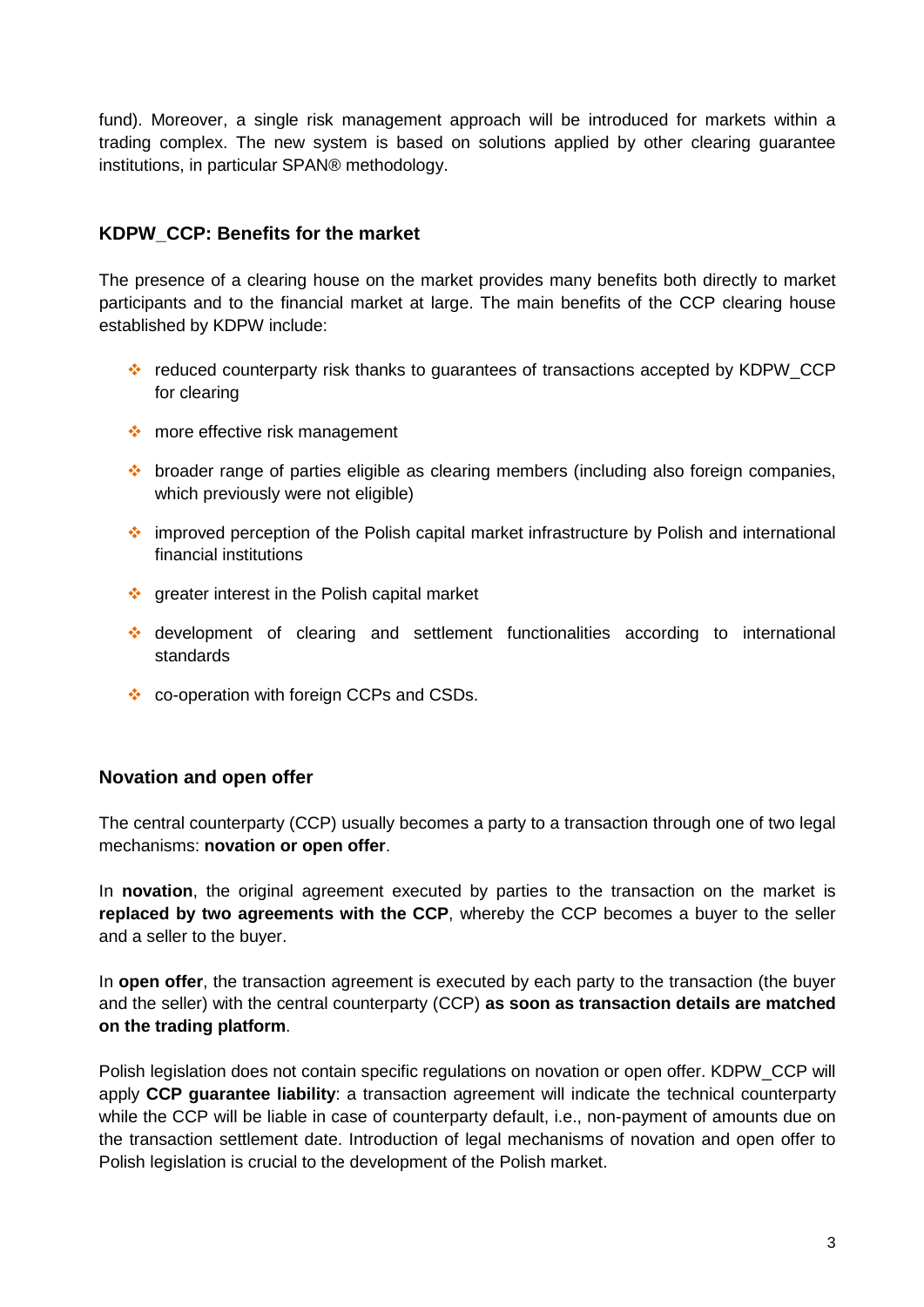fund). Moreover, a single risk management approach will be introduced for markets within a trading complex. The new system is based on solutions applied by other clearing guarantee institutions, in particular SPAN® methodology.

## KDPW_CCP: Benefits for the market

The presence of a clearing house on the market provides many benefits both directly to market participants and to the financial market at large. The main benefits of the CCP clearing house established by KDPW include:

- reduced counterparty risk thanks to guarantees of transactions accepted by KDPW_CCP for clearing
- more effective risk management
- broader range of parties eligible as clearing members (including also foreign companies, which previously were not eligible)
- improved perception of the Polish capital market infrastructure by Polish and international financial institutions
- greater interest in the Polish capital market
- development of clearing and settlement functionalities according to international standards
- co-operation with foreign CCPs and CSDs.

## Novation and open offer

The central counterparty (CCP) usually becomes a party to a transaction through one of two legal mechanisms: **novation or open offer**.

In **novation**, the original agreement executed by parties to the transaction on the market is **replaced by two agreements with the CCP**, whereby the CCP becomes a buyer to the seller and a seller to the buyer.

In **open offer**, the transaction agreement is executed by each party to the transaction (the buyer and the seller) with the central counterparty (CCP) **as soon as transaction details are matched on the trading platform**.

Polish legislation does not contain specific regulations on novation or open offer. KDPW_CCP will apply **CCP guarantee liability**: a transaction agreement will indicate the technical counterparty while the CCP will be liable in case of counterparty default, i.e., non-payment of amounts due on the transaction settlement date. Introduction of legal mechanisms of novation and open offer to Polish legislation is crucial to the development of the Polish market.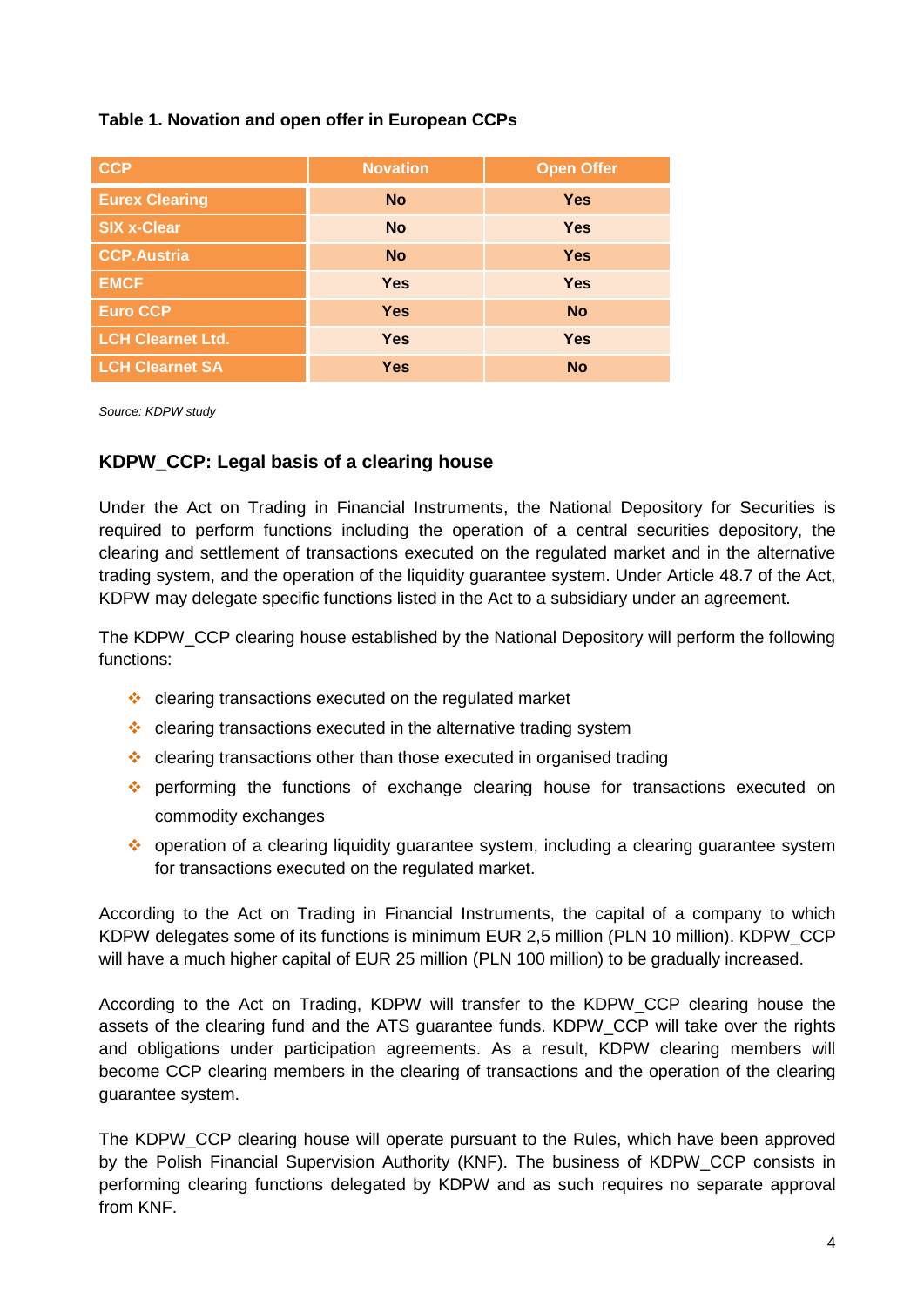**Table 1. Novation and open offer in European CCPs**

| CCP | Novation | Open Offer |
|---|---|---|
| Eurex Clearing | No | Yes |
| SIX x-Clear | No | Yes |
| CCP.Austria | No | Yes |
| EMCF | Yes | Yes |
| Euro CCP | Yes | No |
| LCH Clearnet Ltd. | Yes | Yes |
| LCH Clearnet SA | Yes | No |

*Source: KDPW study*

## KDPW_CCP: Legal basis of a clearing house

Under the Act on Trading in Financial Instruments, the National Depository for Securities is required to perform functions including the operation of a central securities depository, the clearing and settlement of transactions executed on the regulated market and in the alternative trading system, and the operation of the liquidity guarantee system. Under Article 48.7 of the Act, KDPW may delegate specific functions listed in the Act to a subsidiary under an agreement.

The KDPW_CCP clearing house established by the National Depository will perform the following functions:

- clearing transactions executed on the regulated market
- clearing transactions executed in the alternative trading system
- clearing transactions other than those executed in organised trading
- performing the functions of exchange clearing house for transactions executed on commodity exchanges
- operation of a clearing liquidity guarantee system, including a clearing guarantee system for transactions executed on the regulated market.

According to the Act on Trading in Financial Instruments, the capital of a company to which KDPW delegates some of its functions is minimum EUR 2,5 million (PLN 10 million). KDPW_CCP will have a much higher capital of EUR 25 million (PLN 100 million) to be gradually increased.

According to the Act on Trading, KDPW will transfer to the KDPW_CCP clearing house the assets of the clearing fund and the ATS guarantee funds. KDPW_CCP will take over the rights and obligations under participation agreements. As a result, KDPW clearing members will become CCP clearing members in the clearing of transactions and the operation of the clearing guarantee system.

The KDPW_CCP clearing house will operate pursuant to the Rules, which have been approved by the Polish Financial Supervision Authority (KNF). The business of KDPW_CCP consists in performing clearing functions delegated by KDPW and as such requires no separate approval from KNF.